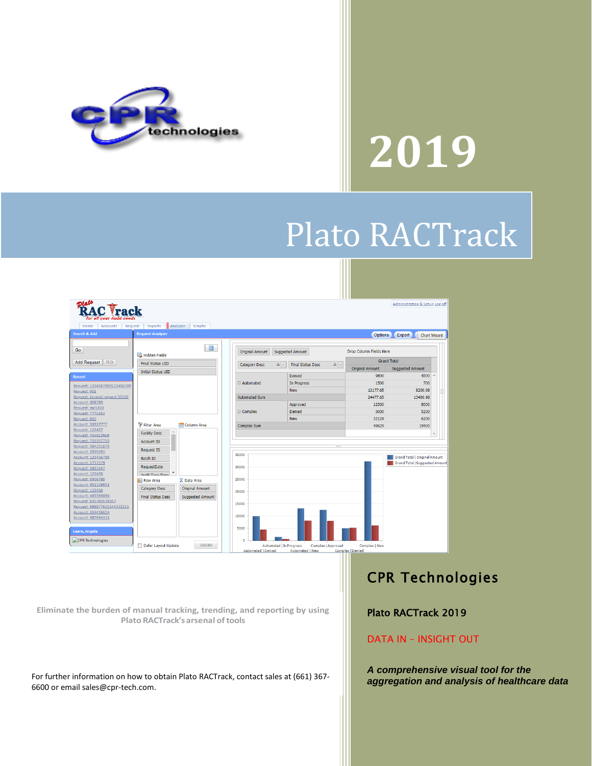2019

# Plato RACTrack

**Eliminate the burden of manual tracking, trending, and reporting by using Plato RACTrack's arsenal of tools**

For further information on how to obtain Plato RACTrack, contact sales at (661) 367-6600 or email sales@cpr-tech.com.

## CPR Technologies

Plato RACTrack 2019

DATA IN – INSIGHT OUT

***A comprehensive visual tool for the aggregation and analysis of healthcare data***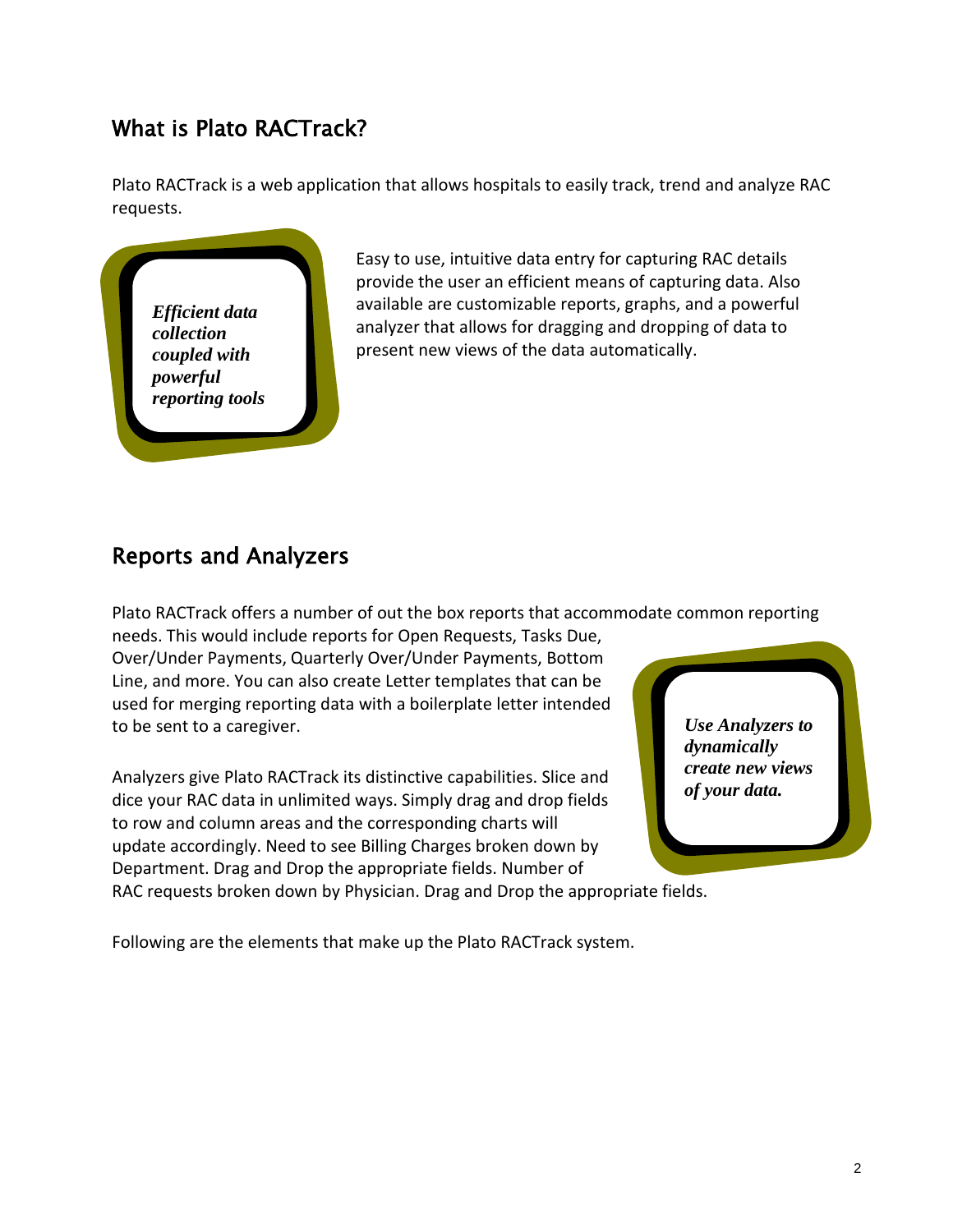## What is Plato RACTrack?

Plato RACTrack is a web application that allows hospitals to easily track, trend and analyze RAC requests.

***Efficient data collection coupled with powerful reporting tools***

Easy to use, intuitive data entry for capturing RAC details provide the user an efficient means of capturing data. Also available are customizable reports, graphs, and a powerful analyzer that allows for dragging and dropping of data to present new views of the data automatically.

## Reports and Analyzers

Plato RACTrack offers a number of out the box reports that accommodate common reporting needs. This would include reports for Open Requests, Tasks Due, Over/Under Payments, Quarterly Over/Under Payments, Bottom Line, and more. You can also create Letter templates that can be used for merging reporting data with a boilerplate letter intended to be sent to a caregiver.

***Use Analyzers to dynamically create new views of your data.***

Analyzers give Plato RACTrack its distinctive capabilities. Slice and dice your RAC data in unlimited ways. Simply drag and drop fields to row and column areas and the corresponding charts will update accordingly. Need to see Billing Charges broken down by Department. Drag and Drop the appropriate fields. Number of RAC requests broken down by Physician. Drag and Drop the appropriate fields.

Following are the elements that make up the Plato RACTrack system.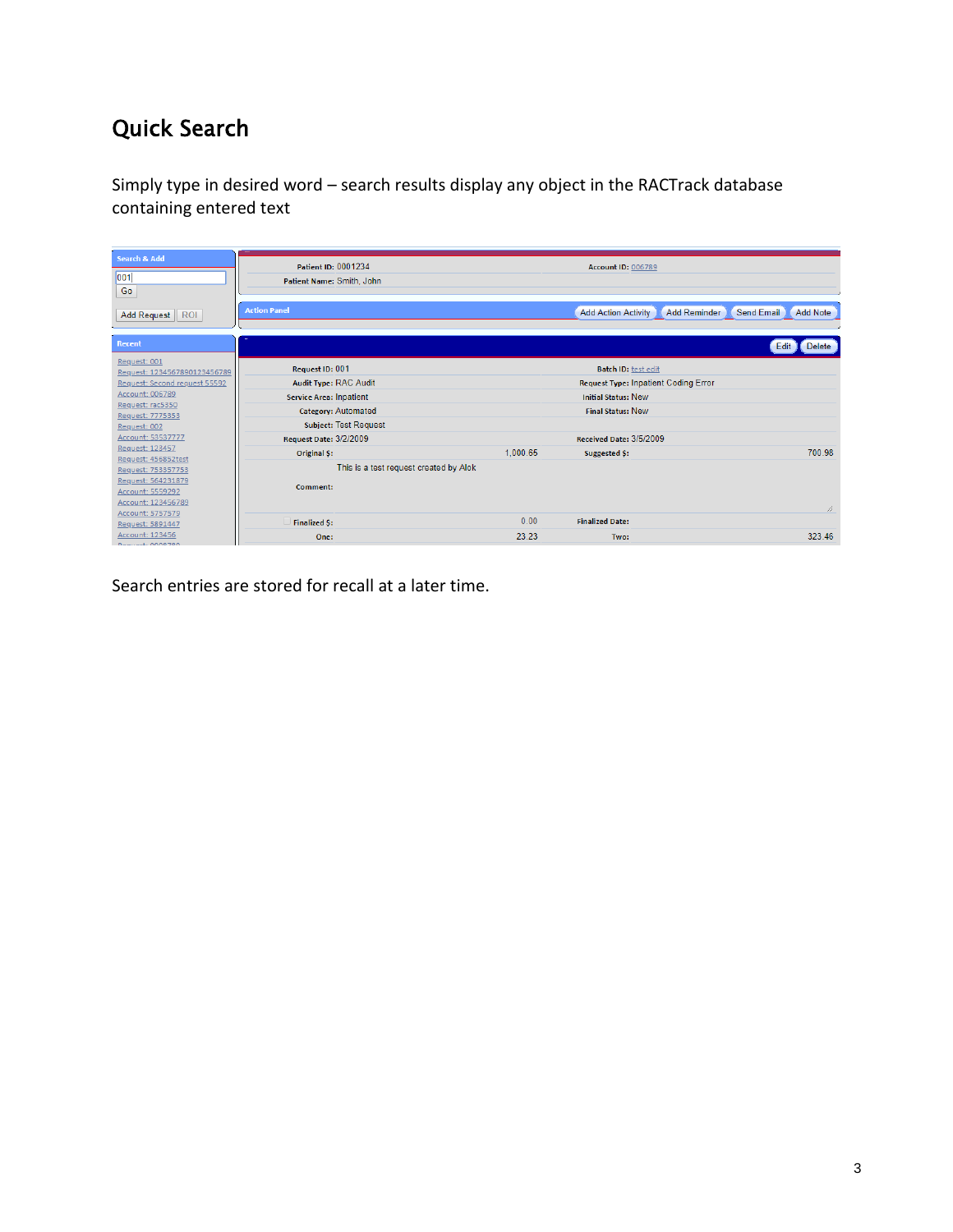# Quick Search

Simply type in desired word – search results display any object in the RACTrack database containing entered text

Search entries are stored for recall at a later time.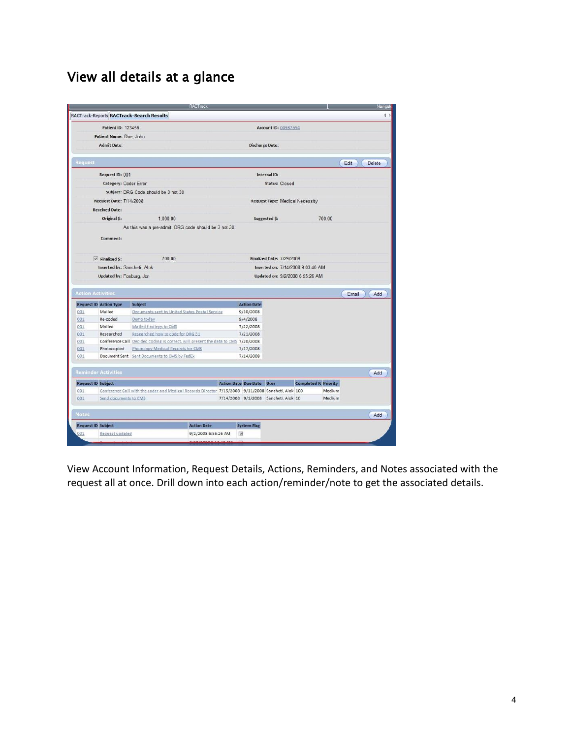# View all details at a glance

View Account Information, Request Details, Actions, Reminders, and Notes associated with the request all at once. Drill down into each action/reminder/note to get the associated details.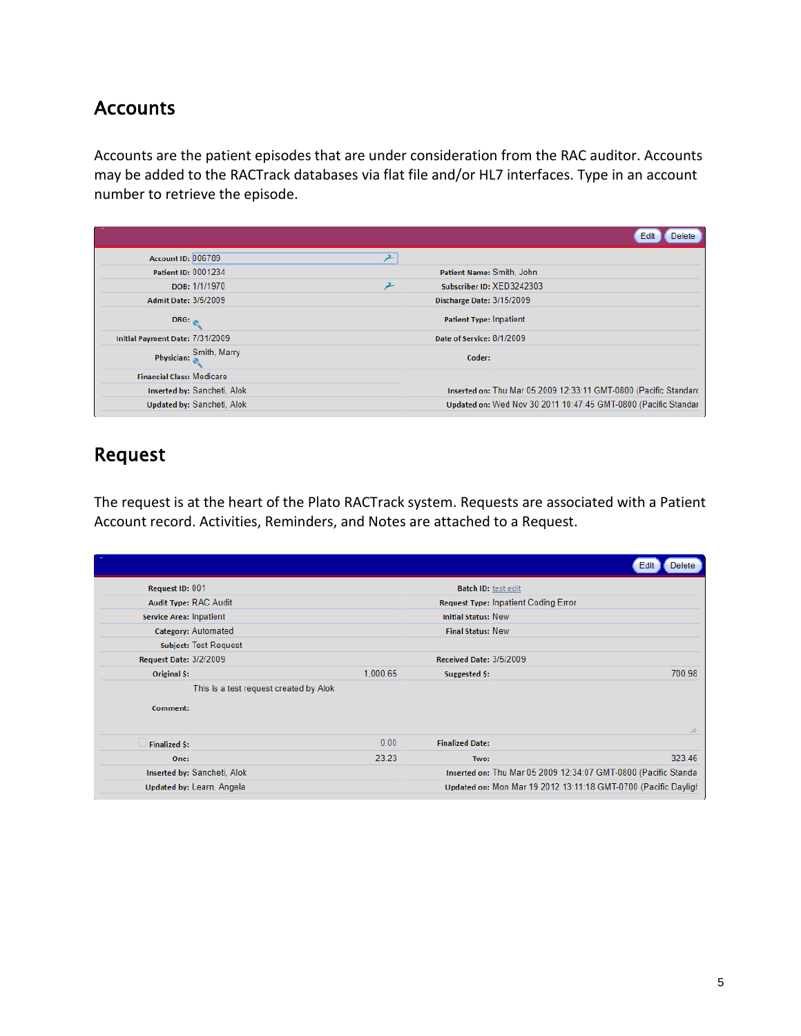## Accounts

Accounts are the patient episodes that are under consideration from the RAC auditor. Accounts may be added to the RACTrack databases via flat file and/or HL7 interfaces. Type in an account number to retrieve the episode.

| Field | Value | Field | Value |
|---|---|---|---|
| Account ID: | 006789 | | |
| Patient ID: | 0001234 | Patient Name: | Smith, John |
| DOB: | 1/1/1970 | Subscriber ID: | XED3242303 |
| Admit Date: | 3/5/2009 | Discharge Date: | 3/15/2009 |
| DRG: | | Patient Type: | Inpatient |
| Initial Payment Date: | 7/31/2009 | Date of Service: | 8/1/2009 |
| Physician: | Smith, Marry | Coder: | |
| Financial Class: | Medicare | | |
| Inserted by: | Sancheti, Alok | Inserted on: | Thu Mar 05 2009 12:33:11 GMT-0800 (Pacific Standard |
| Updated by: | Sancheti, Alok | Updated on: | Wed Nov 30 2011 10:47:45 GMT-0800 (Pacific Standar |

## Request

The request is at the heart of the Plato RACTrack system. Requests are associated with a Patient Account record. Activities, Reminders, and Notes are attached to a Request.

| Field | Value | Field | Value |
|---|---|---|---|
| Request ID: | 001 | Batch ID: | test edit |
| Audit Type: | RAC Audit | Request Type: | Inpatient Coding Error |
| Service Area: | Inpatient | Initial Status: | New |
| Category: | Automated | Final Status: | New |
| Subject: | Test Request | | |
| Request Date: | 3/2/2009 | Received Date: | 3/5/2009 |
| Original $: | 1,000.65 | Suggested $: | 700.98 |
| Comment: | This is a test request created by Alok | | |
| Finalized $: | 0.00 | Finalized Date: | |
| One: | 23.23 | Two: | 323.46 |
| Inserted by: | Sancheti, Alok | Inserted on: | Thu Mar 05 2009 12:34:07 GMT-0800 (Pacific Standa |
| Updated by: | Learn, Angela | Updated on: | Mon Mar 19 2012 13:11:18 GMT-0700 (Pacific Dayligt |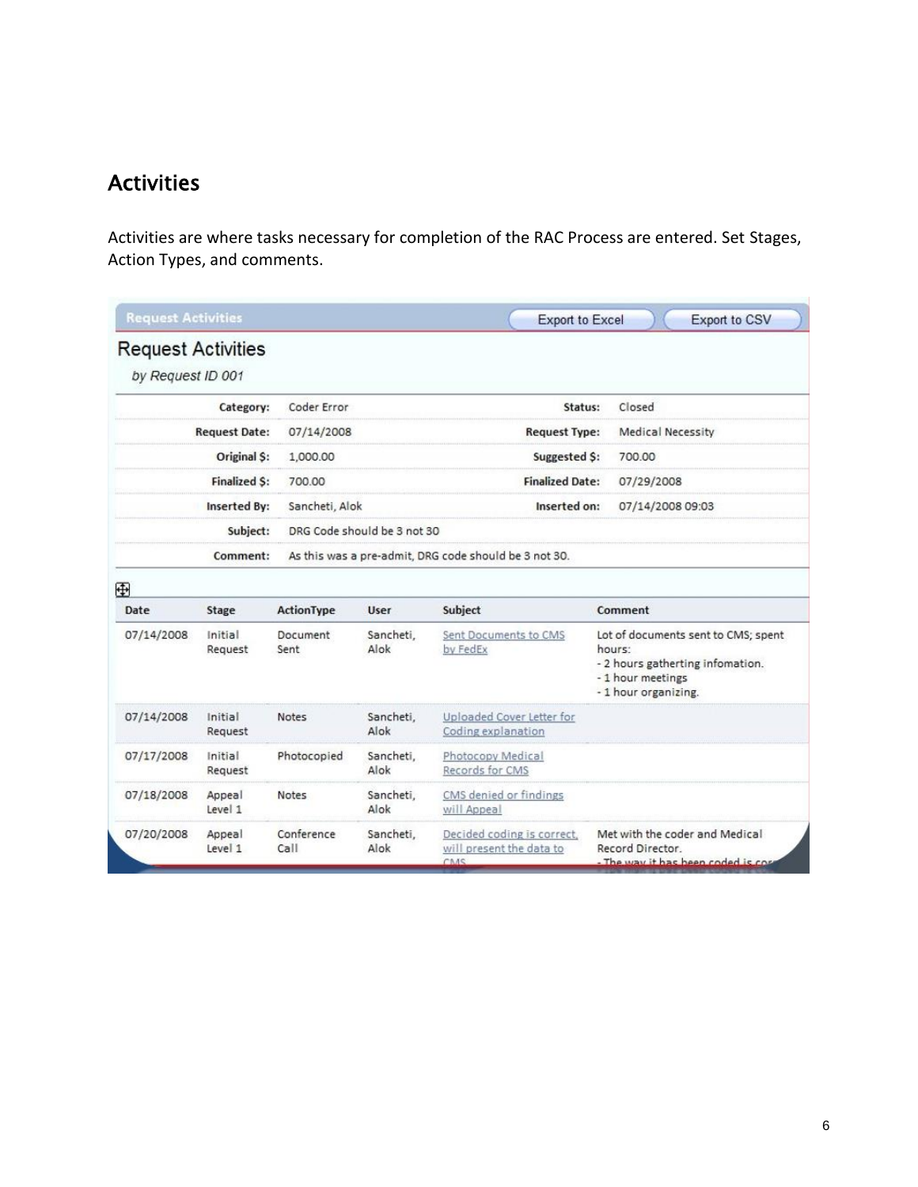## Activities

Activities are where tasks necessary for completion of the RAC Process are entered. Set Stages, Action Types, and comments.

Request Activities | Export to Excel | Export to CSV

### Request Activities

*by Request ID 001*

| | | | |
|---|---|---|---|
| **Category:** | Coder Error | **Status:** | Closed |
| **Request Date:** | 07/14/2008 | **Request Type:** | Medical Necessity |
| **Original $:** | 1,000.00 | **Suggested $:** | 700.00 |
| **Finalized $:** | 700.00 | **Finalized Date:** | 07/29/2008 |
| **Inserted By:** | Sancheti, Alok | **Inserted on:** | 07/14/2008 09:03 |
| **Subject:** | DRG Code should be 3 not 30 | | |
| **Comment:** | As this was a pre-admit, DRG code should be 3 not 30. | | |

| Date | Stage | ActionType | User | Subject | Comment |
|---|---|---|---|---|---|
| 07/14/2008 | Initial Request | Document Sent | Sancheti, Alok | Sent Documents to CMS by FedEx | Lot of documents sent to CMS; spent hours:<br>- 2 hours gathering infomation.<br>- 1 hour meetings<br>- 1 hour organizing. |
| 07/14/2008 | Initial Request | Notes | Sancheti, Alok | Uploaded Cover Letter for Coding explanation | |
| 07/17/2008 | Initial Request | Photocopied | Sancheti, Alok | Photocopy Medical Records for CMS | |
| 07/18/2008 | Appeal Level 1 | Notes | Sancheti, Alok | CMS denied or findings will Appeal | |
| 07/20/2008 | Appeal Level 1 | Conference Call | Sancheti, Alok | Decided coding is correct, will present the data to CMS | Met with the coder and Medical Record Director.<br>- The way it has been coded is cor |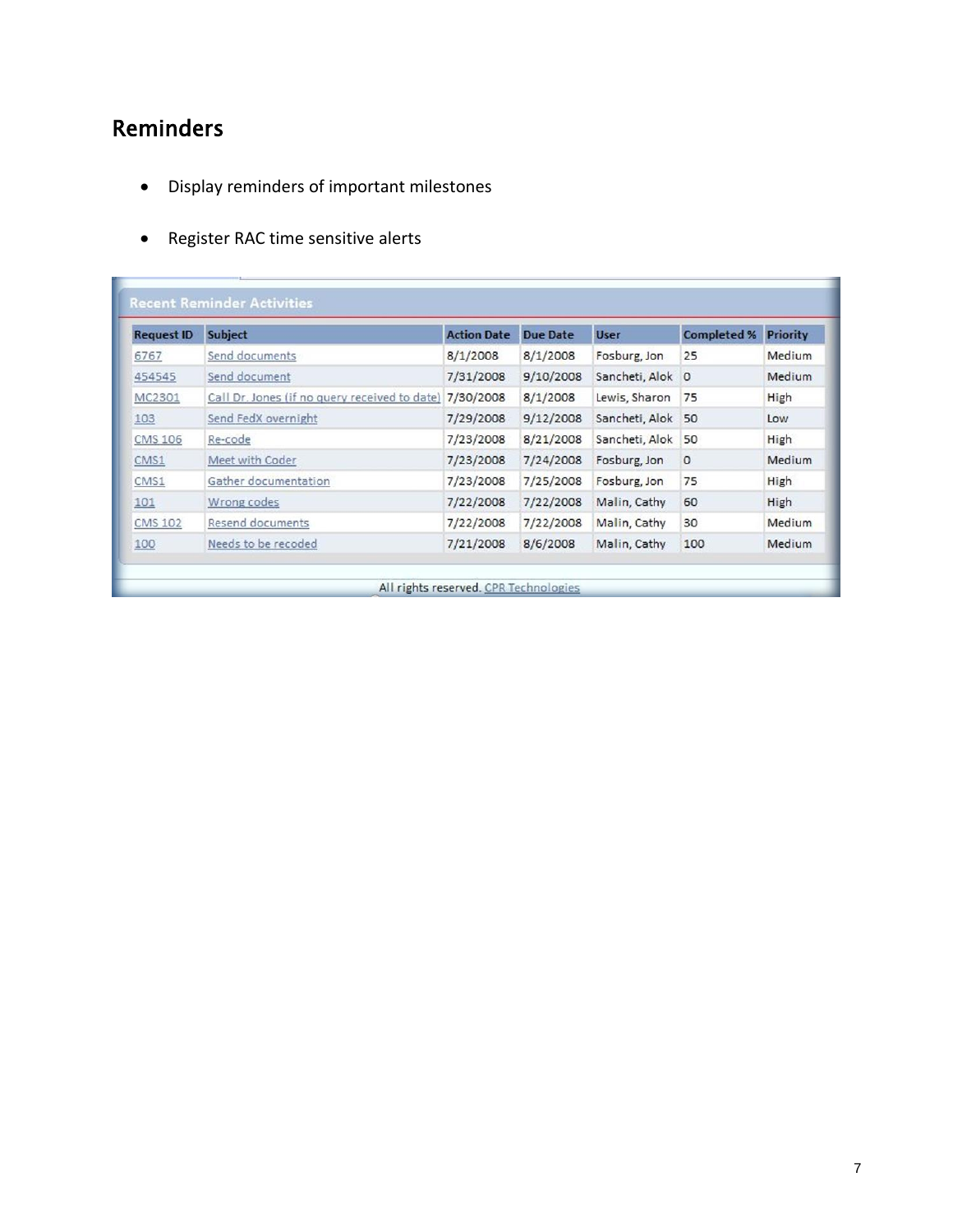# Reminders

- Display reminders of important milestones
- Register RAC time sensitive alerts

**Recent Reminder Activities**

| Request ID | Subject | Action Date | Due Date | User | Completed % | Priority |
|---|---|---|---|---|---|---|
| 6767 | Send documents | 8/1/2008 | 8/1/2008 | Fosburg, Jon | 25 | Medium |
| 454545 | Send document | 7/31/2008 | 9/10/2008 | Sancheti, Alok | 0 | Medium |
| MC2301 | Call Dr. Jones (if no query received to date) | 7/30/2008 | 8/1/2008 | Lewis, Sharon | 75 | High |
| 103 | Send FedX overnight | 7/29/2008 | 9/12/2008 | Sancheti, Alok | 50 | Low |
| CMS 106 | Re-code | 7/23/2008 | 8/21/2008 | Sancheti, Alok | 50 | High |
| CMS1 | Meet with Coder | 7/23/2008 | 7/24/2008 | Fosburg, Jon | 0 | Medium |
| CMS1 | Gather documentation | 7/23/2008 | 7/25/2008 | Fosburg, Jon | 75 | High |
| 101 | Wrong codes | 7/22/2008 | 7/22/2008 | Malin, Cathy | 60 | High |
| CMS 102 | Resend documents | 7/22/2008 | 7/22/2008 | Malin, Cathy | 30 | Medium |
| 100 | Needs to be recoded | 7/21/2008 | 8/6/2008 | Malin, Cathy | 100 | Medium |

All rights reserved. CPR Technologies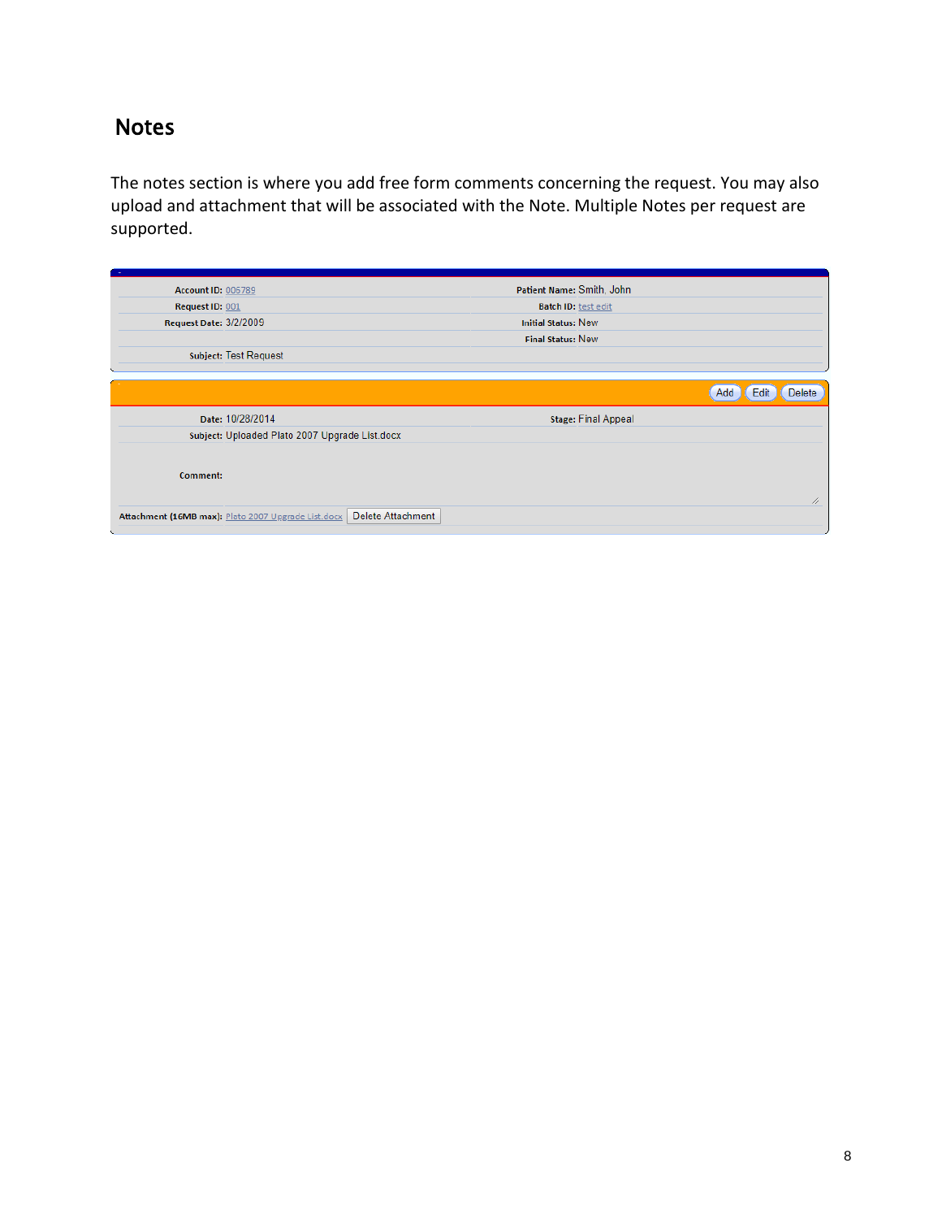## Notes

The notes section is where you add free form comments concerning the request. You may also upload and attachment that will be associated with the Note. Multiple Notes per request are supported.

| | | | |
|---|---|---|---|
| **Account ID:** | 006789 | **Patient Name:** | Smith, John |
| **Request ID:** | 001 | **Batch ID:** | test edit |
| **Request Date:** | 3/2/2009 | **Initial Status:** | New |
| | | **Final Status:** | New |
| **Subject:** | Test Request | | |

Add | Edit | Delete

| | | | |
|---|---|---|---|
| **Date:** | 10/28/2014 | **Stage:** | Final Appeal |
| **Subject:** | Uploaded Plato 2007 Upgrade List.docx | | |
| **Comment:** | | | |
| **Attachment (16MB max):** | Plato 2007 Upgrade List.docx Delete Attachment | | |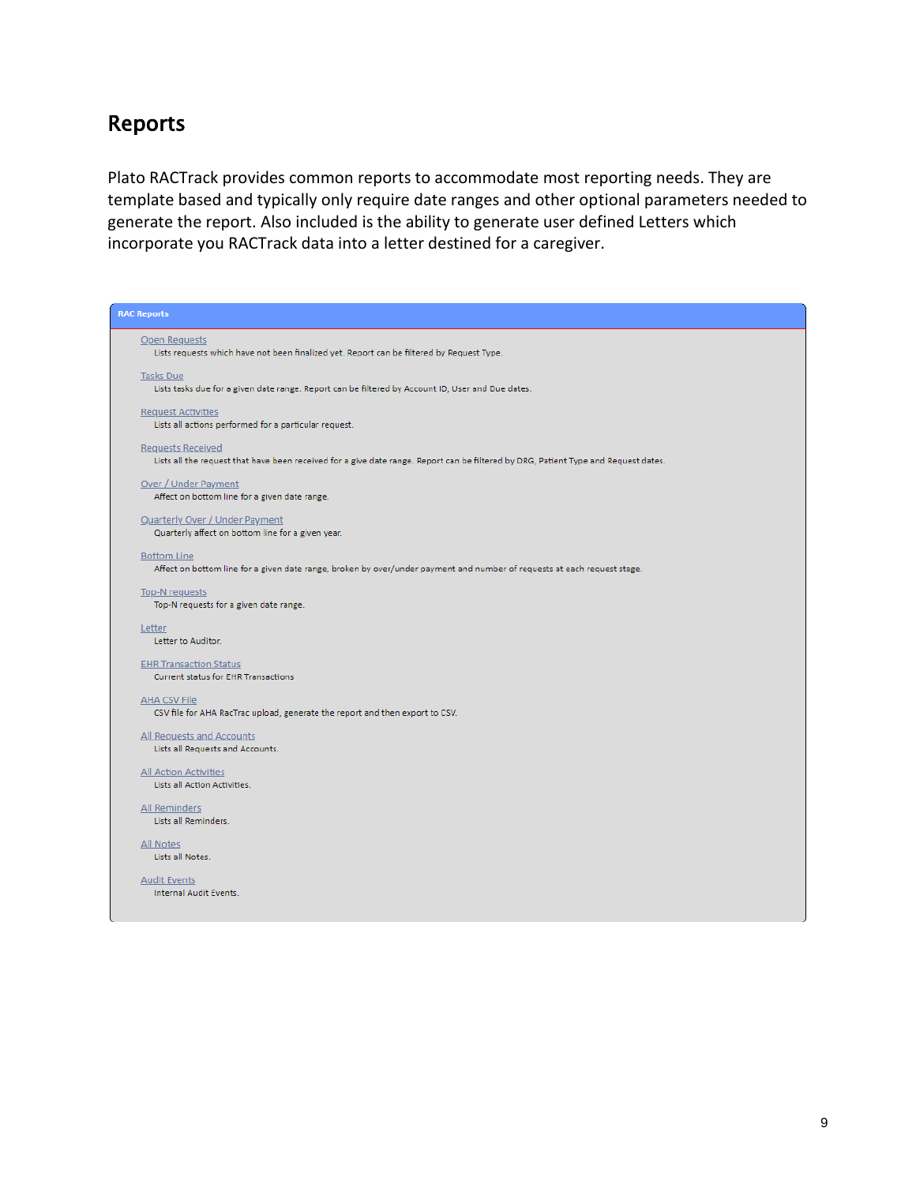# Reports

Plato RACTrack provides common reports to accommodate most reporting needs. They are template based and typically only require date ranges and other optional parameters needed to generate the report. Also included is the ability to generate user defined Letters which incorporate you RACTrack data into a letter destined for a caregiver.

**RAC Reports**

- **Open Requests**
  Lists requests which have not been finalized yet. Report can be filtered by Request Type.
- **Tasks Due**
  Lists tasks due for a given date range. Report can be filtered by Account ID, User and Due dates.
- **Request Activities**
  Lists all actions performed for a particular request.
- **Requests Received**
  Lists all the request that have been received for a give date range. Report can be filtered by DRG, Patient Type and Request dates.
- **Over / Under Payment**
  Affect on bottom line for a given date range.
- **Quarterly Over / Under Payment**
  Quarterly affect on bottom line for a given year.
- **Bottom Line**
  Affect on bottom line for a given date range, broken by over/under payment and number of requests at each request stage.
- **Top-N requests**
  Top-N requests for a given date range.
- **Letter**
  Letter to Auditor.
- **EHR Transaction Status**
  Current status for EHR Transactions
- **AHA CSV File**
  CSV file for AHA RacTrac upload, generate the report and then export to CSV.
- **All Requests and Accounts**
  Lists all Requests and Accounts.
- **All Action Activities**
  Lists all Action Activities.
- **All Reminders**
  Lists all Reminders.
- **All Notes**
  Lists all Notes.
- **Audit Events**
  Internal Audit Events.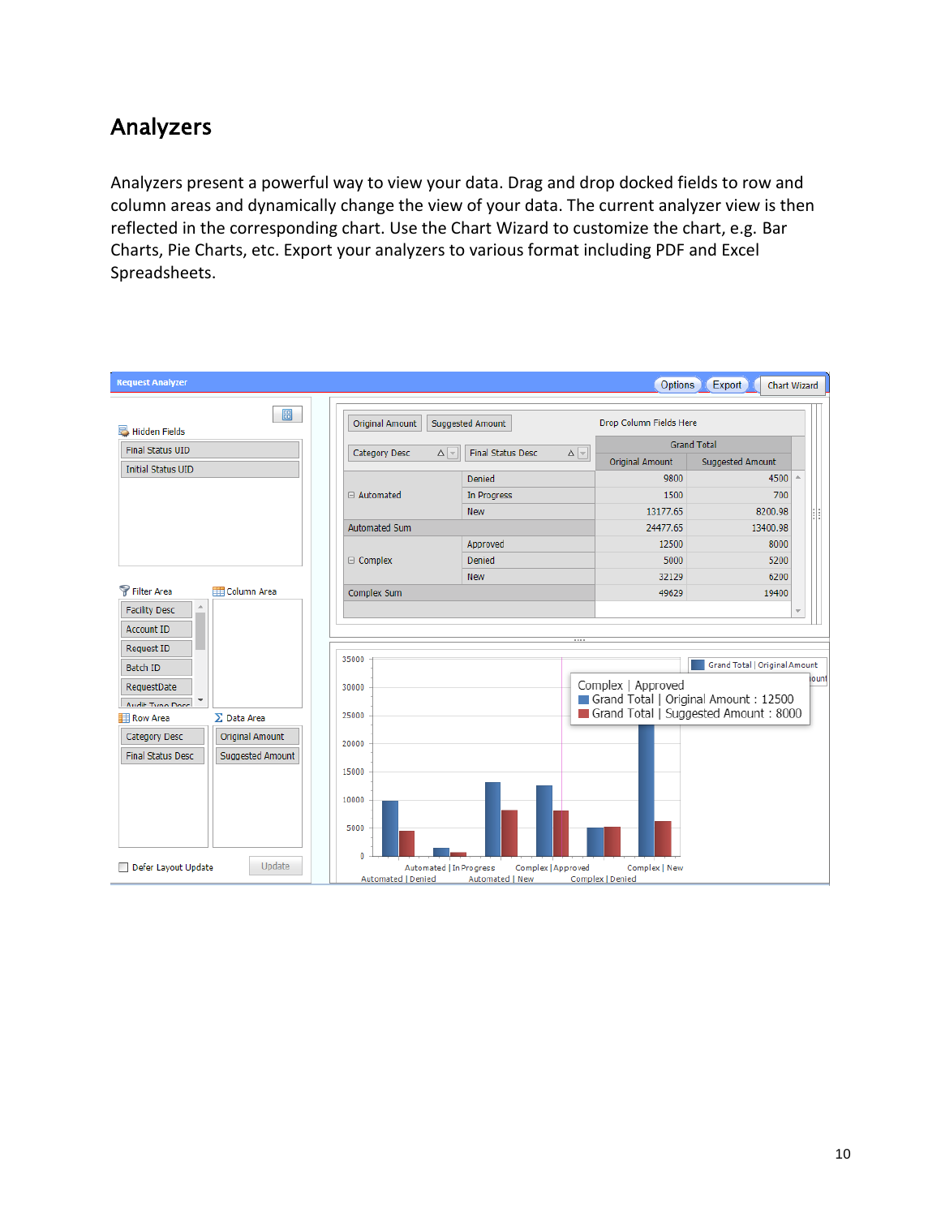# Analyzers

Analyzers present a powerful way to view your data. Drag and drop docked fields to row and column areas and dynamically change the view of your data. The current analyzer view is then reflected in the corresponding chart. Use the Chart Wizard to customize the chart, e.g. Bar Charts, Pie Charts, etc. Export your analyzers to various format including PDF and Excel Spreadsheets.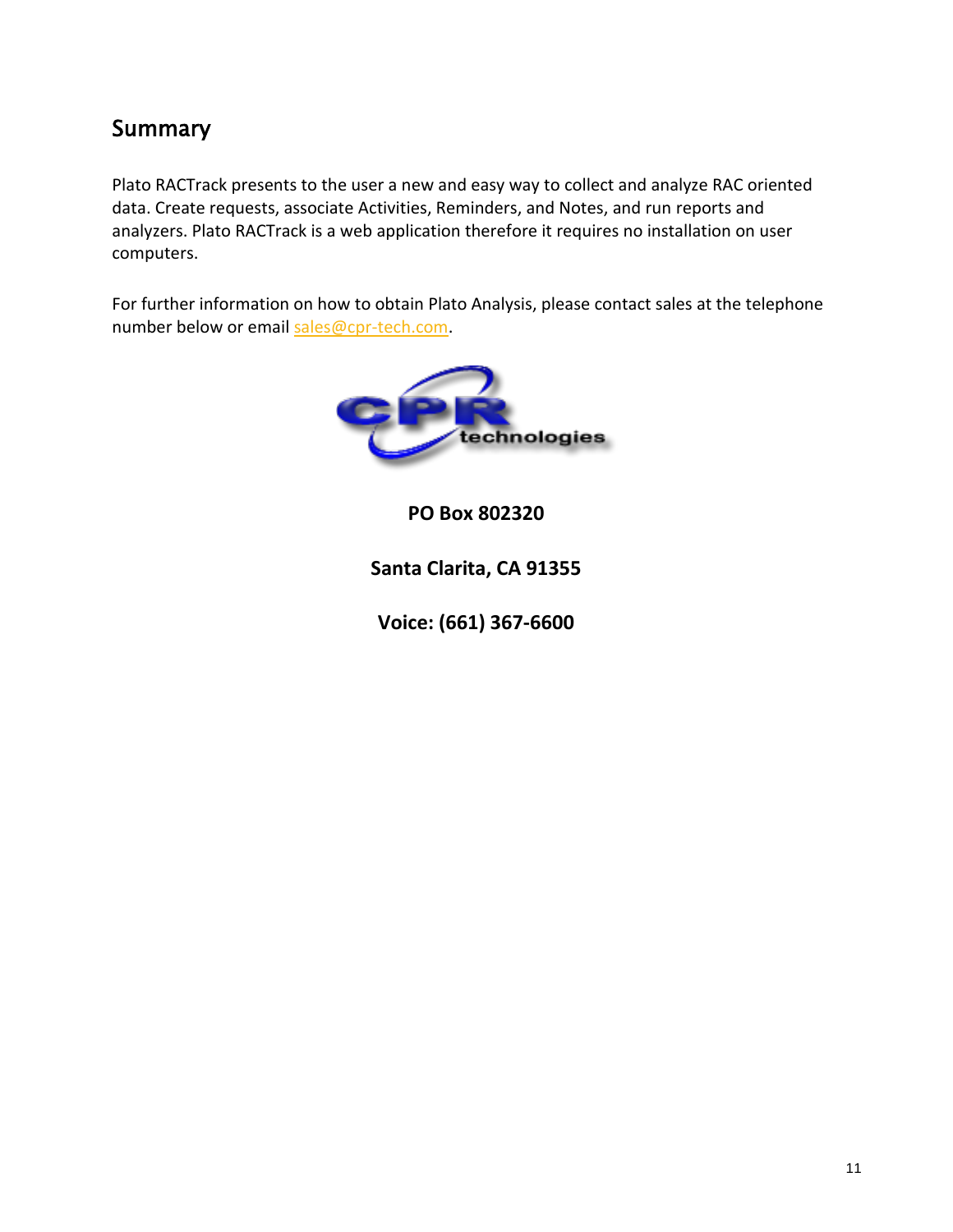## Summary

Plato RACTrack presents to the user a new and easy way to collect and analyze RAC oriented data. Create requests, associate Activities, Reminders, and Notes, and run reports and analyzers. Plato RACTrack is a web application therefore it requires no installation on user computers.

For further information on how to obtain Plato Analysis, please contact sales at the telephone number below or email sales@cpr-tech.com.

**PO Box 802320**

**Santa Clarita, CA 91355**

**Voice: (661) 367-6600**